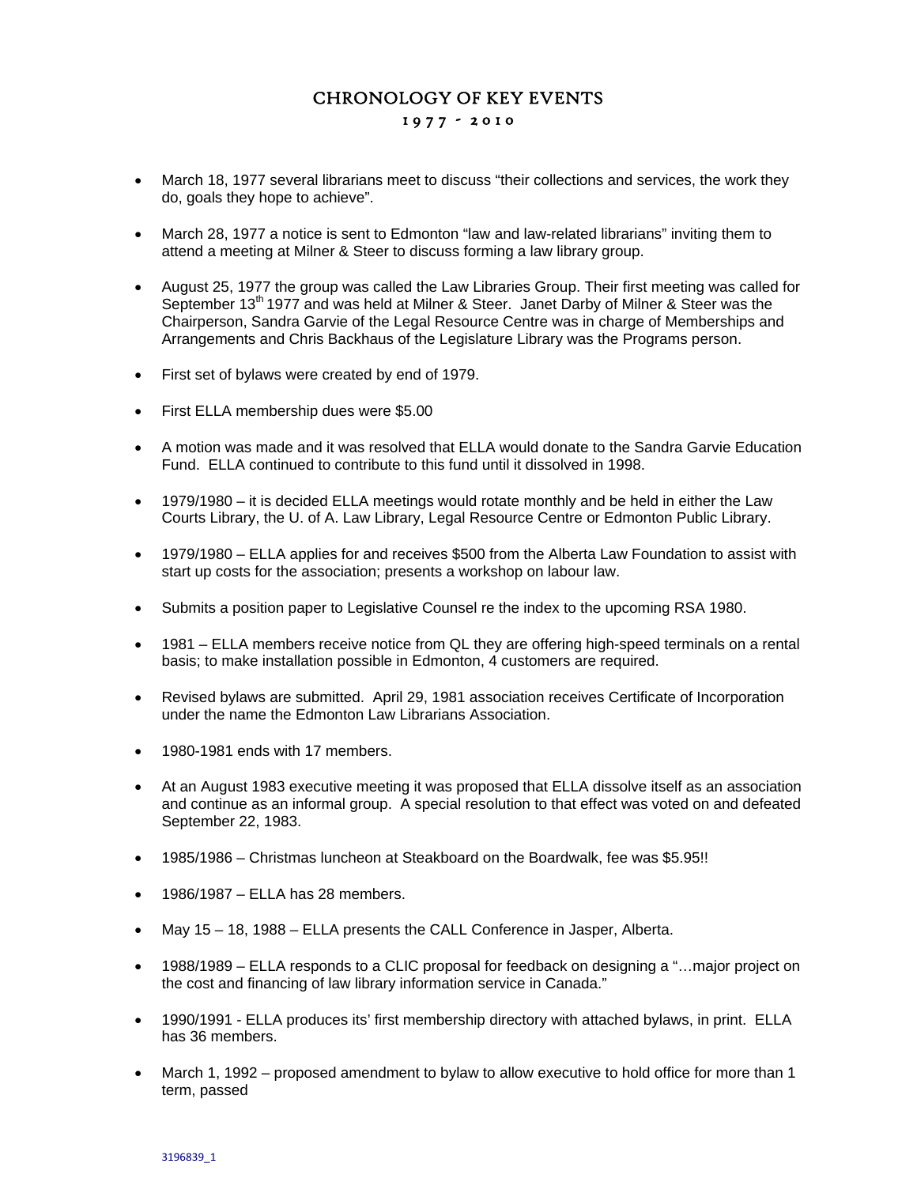# CHRONOLOGY OF KEY EVENTS

## 1977 - 2010

- March 18, 1977 several librarians meet to discuss "their collections and services, the work they do, goals they hope to achieve".

- March 28, 1977 a notice is sent to Edmonton "law and law-related librarians" inviting them to attend a meeting at Milner & Steer to discuss forming a law library group.

- August 25, 1977 the group was called the Law Libraries Group. Their first meeting was called for September 13th 1977 and was held at Milner & Steer. Janet Darby of Milner & Steer was the Chairperson, Sandra Garvie of the Legal Resource Centre was in charge of Memberships and Arrangements and Chris Backhaus of the Legislature Library was the Programs person.

- First set of bylaws were created by end of 1979.

- First ELLA membership dues were $5.00

- A motion was made and it was resolved that ELLA would donate to the Sandra Garvie Education Fund. ELLA continued to contribute to this fund until it dissolved in 1998.

- 1979/1980 – it is decided ELLA meetings would rotate monthly and be held in either the Law Courts Library, the U. of A. Law Library, Legal Resource Centre or Edmonton Public Library.

- 1979/1980 – ELLA applies for and receives $500 from the Alberta Law Foundation to assist with start up costs for the association; presents a workshop on labour law.

- Submits a position paper to Legislative Counsel re the index to the upcoming RSA 1980.

- 1981 – ELLA members receive notice from QL they are offering high-speed terminals on a rental basis; to make installation possible in Edmonton, 4 customers are required.

- Revised bylaws are submitted. April 29, 1981 association receives Certificate of Incorporation under the name the Edmonton Law Librarians Association.

- 1980-1981 ends with 17 members.

- At an August 1983 executive meeting it was proposed that ELLA dissolve itself as an association and continue as an informal group. A special resolution to that effect was voted on and defeated September 22, 1983.

- 1985/1986 – Christmas luncheon at Steakboard on the Boardwalk, fee was $5.95!!

- 1986/1987 – ELLA has 28 members.

- May 15 – 18, 1988 – ELLA presents the CALL Conference in Jasper, Alberta.

- 1988/1989 – ELLA responds to a CLIC proposal for feedback on designing a "…major project on the cost and financing of law library information service in Canada."

- 1990/1991 - ELLA produces its' first membership directory with attached bylaws, in print. ELLA has 36 members.

- March 1, 1992 – proposed amendment to bylaw to allow executive to hold office for more than 1 term, passed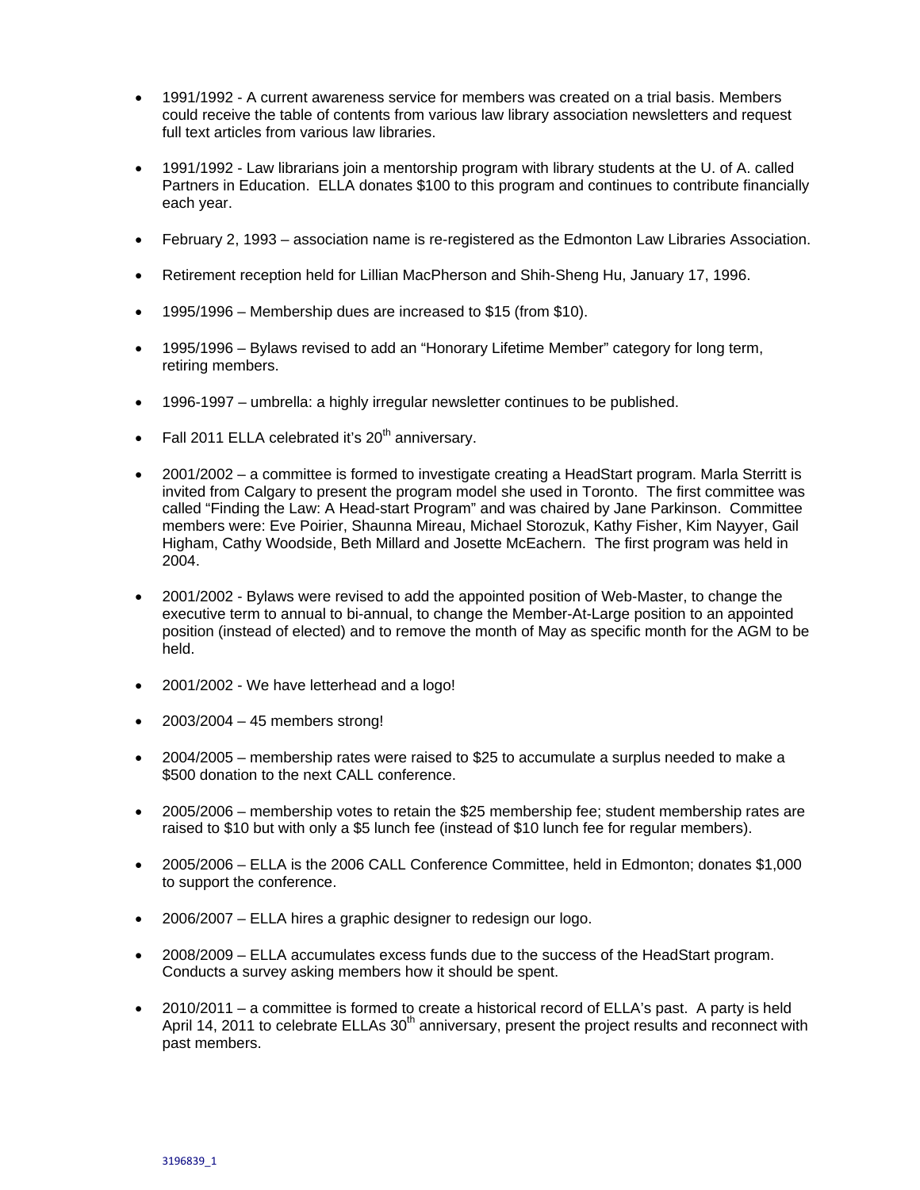- 1991/1992 - A current awareness service for members was created on a trial basis. Members could receive the table of contents from various law library association newsletters and request full text articles from various law libraries.

- 1991/1992 - Law librarians join a mentorship program with library students at the U. of A. called Partners in Education. ELLA donates $100 to this program and continues to contribute financially each year.

- February 2, 1993 – association name is re-registered as the Edmonton Law Libraries Association.

- Retirement reception held for Lillian MacPherson and Shih-Sheng Hu, January 17, 1996.

- 1995/1996 – Membership dues are increased to $15 (from $10).

- 1995/1996 – Bylaws revised to add an "Honorary Lifetime Member" category for long term, retiring members.

- 1996-1997 – umbrella: a highly irregular newsletter continues to be published.

- Fall 2011 ELLA celebrated it's 20th anniversary.

- 2001/2002 – a committee is formed to investigate creating a HeadStart program. Marla Sterritt is invited from Calgary to present the program model she used in Toronto. The first committee was called "Finding the Law: A Head-start Program" and was chaired by Jane Parkinson. Committee members were: Eve Poirier, Shaunna Mireau, Michael Storozuk, Kathy Fisher, Kim Nayyer, Gail Higham, Cathy Woodside, Beth Millard and Josette McEachern. The first program was held in 2004.

- 2001/2002 - Bylaws were revised to add the appointed position of Web-Master, to change the executive term to annual to bi-annual, to change the Member-At-Large position to an appointed position (instead of elected) and to remove the month of May as specific month for the AGM to be held.

- 2001/2002 - We have letterhead and a logo!

- 2003/2004 – 45 members strong!

- 2004/2005 – membership rates were raised to $25 to accumulate a surplus needed to make a $500 donation to the next CALL conference.

- 2005/2006 – membership votes to retain the $25 membership fee; student membership rates are raised to $10 but with only a $5 lunch fee (instead of $10 lunch fee for regular members).

- 2005/2006 – ELLA is the 2006 CALL Conference Committee, held in Edmonton; donates $1,000 to support the conference.

- 2006/2007 – ELLA hires a graphic designer to redesign our logo.

- 2008/2009 – ELLA accumulates excess funds due to the success of the HeadStart program. Conducts a survey asking members how it should be spent.

- 2010/2011 – a committee is formed to create a historical record of ELLA's past. A party is held April 14, 2011 to celebrate ELLAs 30th anniversary, present the project results and reconnect with past members.